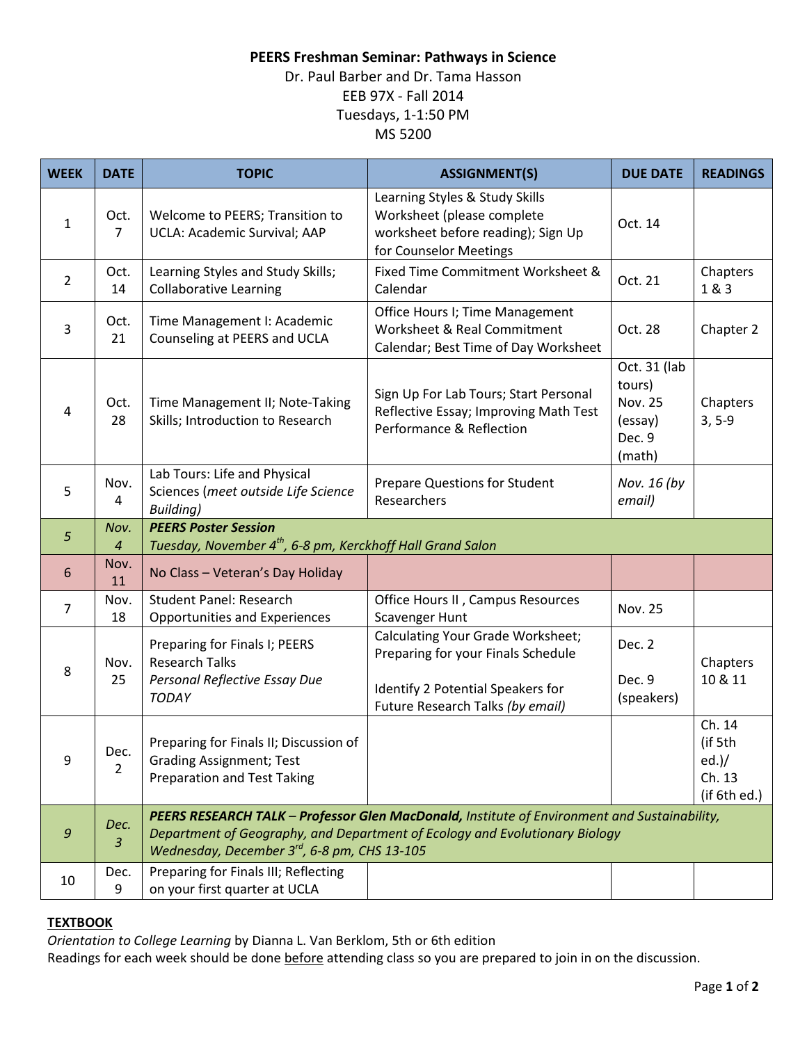**PEERS Freshman Seminar: Pathways in Science**

Dr. Paul Barber and Dr. Tama Hasson

EEB 97X - Fall 2014

Tuesdays, 1-1:50 PM

MS 5200

| WEEK | DATE | TOPIC | ASSIGNMENT(S) | DUE DATE | READINGS |
|---|---|---|---|---|---|
| 1 | Oct. 7 | Welcome to PEERS; Transition to UCLA: Academic Survival; AAP | Learning Styles & Study Skills Worksheet (please complete worksheet before reading); Sign Up for Counselor Meetings | Oct. 14 | |
| 2 | Oct. 14 | Learning Styles and Study Skills; Collaborative Learning | Fixed Time Commitment Worksheet & Calendar | Oct. 21 | Chapters 1 & 3 |
| 3 | Oct. 21 | Time Management I: Academic Counseling at PEERS and UCLA | Office Hours I; Time Management Worksheet & Real Commitment Calendar; Best Time of Day Worksheet | Oct. 28 | Chapter 2 |
| 4 | Oct. 28 | Time Management II; Note-Taking Skills; Introduction to Research | Sign Up For Lab Tours; Start Personal Reflective Essay; Improving Math Test Performance & Reflection | Oct. 31 (lab tours) Nov. 25 (essay) Dec. 9 (math) | Chapters 3, 5-9 |
| 5 | Nov. 4 | Lab Tours: Life and Physical Sciences (*meet outside Life Science Building)* | Prepare Questions for Student Researchers | *Nov. 16 (by email)* | |
| *5* | *Nov. 4* | ***PEERS Poster Session*** *Tuesday, November 4th, 6-8 pm, Kerckhoff Hall Grand Salon* | | | |
| 6 | Nov. 11 | No Class – Veteran's Day Holiday | | | |
| 7 | Nov. 18 | Student Panel: Research Opportunities and Experiences | Office Hours II , Campus Resources Scavenger Hunt | Nov. 25 | |
| 8 | Nov. 25 | Preparing for Finals I; PEERS Research Talks *Personal Reflective Essay Due TODAY* | Calculating Your Grade Worksheet; Preparing for your Finals Schedule<br><br>Identify 2 Potential Speakers for Future Research Talks *(by email)* | Dec. 2<br><br>Dec. 9 (speakers) | Chapters 10 & 11 |
| 9 | Dec. 2 | Preparing for Finals II; Discussion of Grading Assignment; Test Preparation and Test Taking | | | Ch. 14 (if 5th ed.)/ Ch. 13 (if 6th ed.) |
| *9* | *Dec. 3* | ***PEERS RESEARCH TALK** – **Professor Glen MacDonald,** Institute of Environment and Sustainability, Department of Geography, and Department of Ecology and Evolutionary Biology Wednesday, December 3rd, 6-8 pm, CHS 13-105* | | | |
| 10 | Dec. 9 | Preparing for Finals III; Reflecting on your first quarter at UCLA | | | |

**TEXTBOOK**

*Orientation to College Learning* by Dianna L. Van Berklom, 5th or 6th edition

Readings for each week should be done before attending class so you are prepared to join in on the discussion.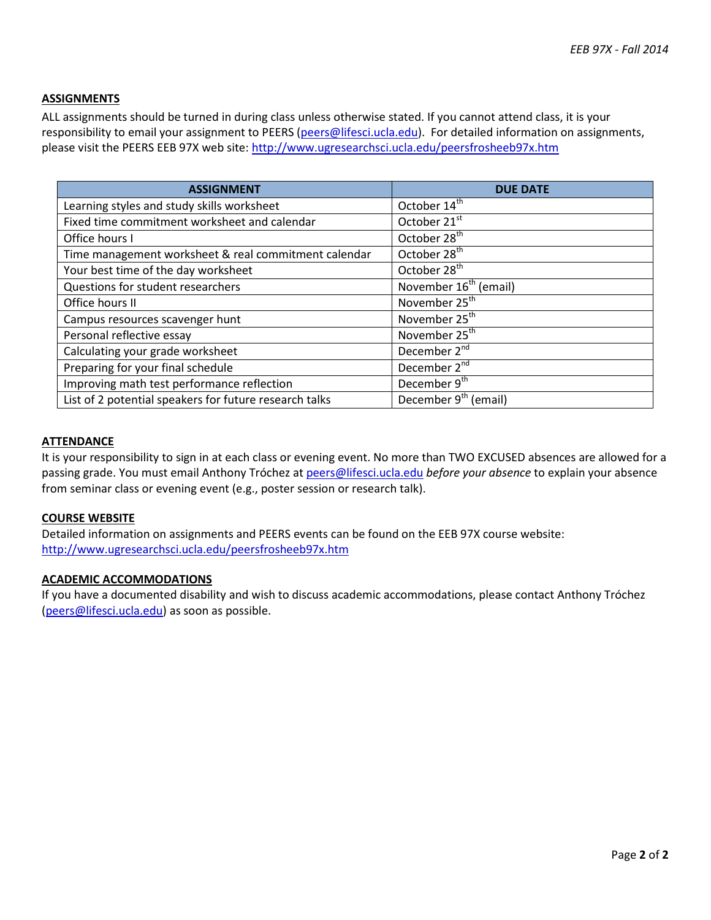## ASSIGNMENTS

ALL assignments should be turned in during class unless otherwise stated. If you cannot attend class, it is your responsibility to email your assignment to PEERS (peers@lifesci.ucla.edu). For detailed information on assignments, please visit the PEERS EEB 97X web site: http://www.ugresearchsci.ucla.edu/peersfrosheeb97x.htm

| ASSIGNMENT | DUE DATE |
| --- | --- |
| Learning styles and study skills worksheet | October 14th |
| Fixed time commitment worksheet and calendar | October 21st |
| Office hours I | October 28th |
| Time management worksheet & real commitment calendar | October 28th |
| Your best time of the day worksheet | October 28th |
| Questions for student researchers | November 16th (email) |
| Office hours II | November 25th |
| Campus resources scavenger hunt | November 25th |
| Personal reflective essay | November 25th |
| Calculating your grade worksheet | December 2nd |
| Preparing for your final schedule | December 2nd |
| Improving math test performance reflection | December 9th |
| List of 2 potential speakers for future research talks | December 9th (email) |

## ATTENDANCE

It is your responsibility to sign in at each class or evening event. No more than TWO EXCUSED absences are allowed for a passing grade. You must email Anthony Tróchez at peers@lifesci.ucla.edu *before your absence* to explain your absence from seminar class or evening event (e.g., poster session or research talk).

## COURSE WEBSITE

Detailed information on assignments and PEERS events can be found on the EEB 97X course website: http://www.ugresearchsci.ucla.edu/peersfrosheeb97x.htm

## ACADEMIC ACCOMMODATIONS

If you have a documented disability and wish to discuss academic accommodations, please contact Anthony Tróchez (peers@lifesci.ucla.edu) as soon as possible.